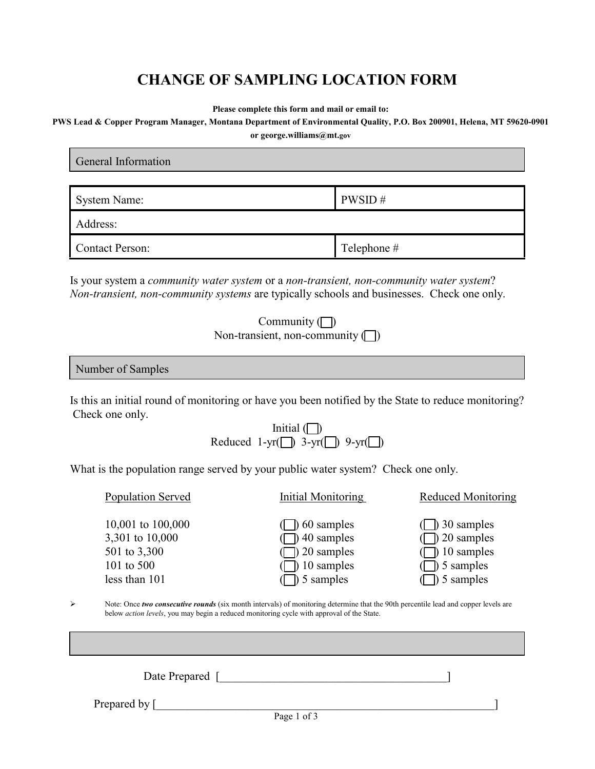# CHANGE OF SAMPLING LOCATION FORM

**Please complete this form and mail or email to:**

**PWS Lead & Copper Program Manager, Montana Department of Environmental Quality, P.O. Box 200901, Helena, MT 59620-0901**

**or george.williams@mt.gov**

## General Information

| System Name: | PWSID # |
| --- | --- |
| Address: | |
| Contact Person: | Telephone # |

Is your system a *community water system* or a *non-transient, non-community water system*? *Non-transient, non-community systems* are typically schools and businesses. Check one only.

Community (☐)

Non-transient, non-community (☐)

## Number of Samples

Is this an initial round of monitoring or have you been notified by the State to reduce monitoring? Check one only.

Initial (☐)

Reduced 1-yr(☐) 3-yr(☐) 9-yr(☐)

What is the population range served by your public water system? Check one only.

| Population Served | Initial Monitoring | Reduced Monitoring |
| --- | --- | --- |
| 10,001 to 100,000 | (☐) 60 samples | (☐) 30 samples |
| 3,301 to 10,000 | (☐) 40 samples | (☐) 20 samples |
| 501 to 3,300 | (☐) 20 samples | (☐) 10 samples |
| 101 to 500 | (☐) 10 samples | (☐) 5 samples |
| less than 101 | (☐) 5 samples | (☐) 5 samples |

- Note: Once ***two consecutive rounds*** (six month intervals) of monitoring determine that the 90th percentile lead and copper levels are below *action levels*, you may begin a reduced monitoring cycle with approval of the State.

Date Prepared [________________________________________]

Prepared by [________________________________________________________]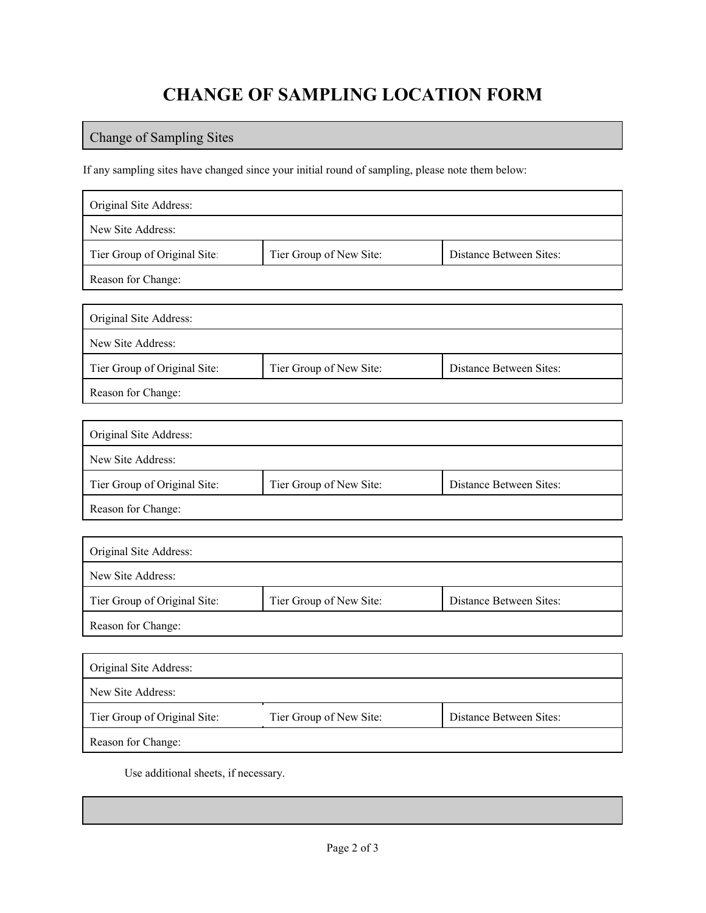# CHANGE OF SAMPLING LOCATION FORM

## Change of Sampling Sites

If any sampling sites have changed since your initial round of sampling, please note them below:

| Original Site Address: | | |
|---|---|---|
| New Site Address: | | |
| Tier Group of Original Site: | Tier Group of New Site: | Distance Between Sites: |
| Reason for Change: | | |

| Original Site Address: | | |
|---|---|---|
| New Site Address: | | |
| Tier Group of Original Site: | Tier Group of New Site: | Distance Between Sites: |
| Reason for Change: | | |

| Original Site Address: | | |
|---|---|---|
| New Site Address: | | |
| Tier Group of Original Site: | Tier Group of New Site: | Distance Between Sites: |
| Reason for Change: | | |

| Original Site Address: | | |
|---|---|---|
| New Site Address: | | |
| Tier Group of Original Site: | Tier Group of New Site: | Distance Between Sites: |
| Reason for Change: | | |

| Original Site Address: | | |
|---|---|---|
| New Site Address: | | |
| Tier Group of Original Site: | Tier Group of New Site: | Distance Between Sites: |
| Reason for Change: | | |

Use additional sheets, if necessary.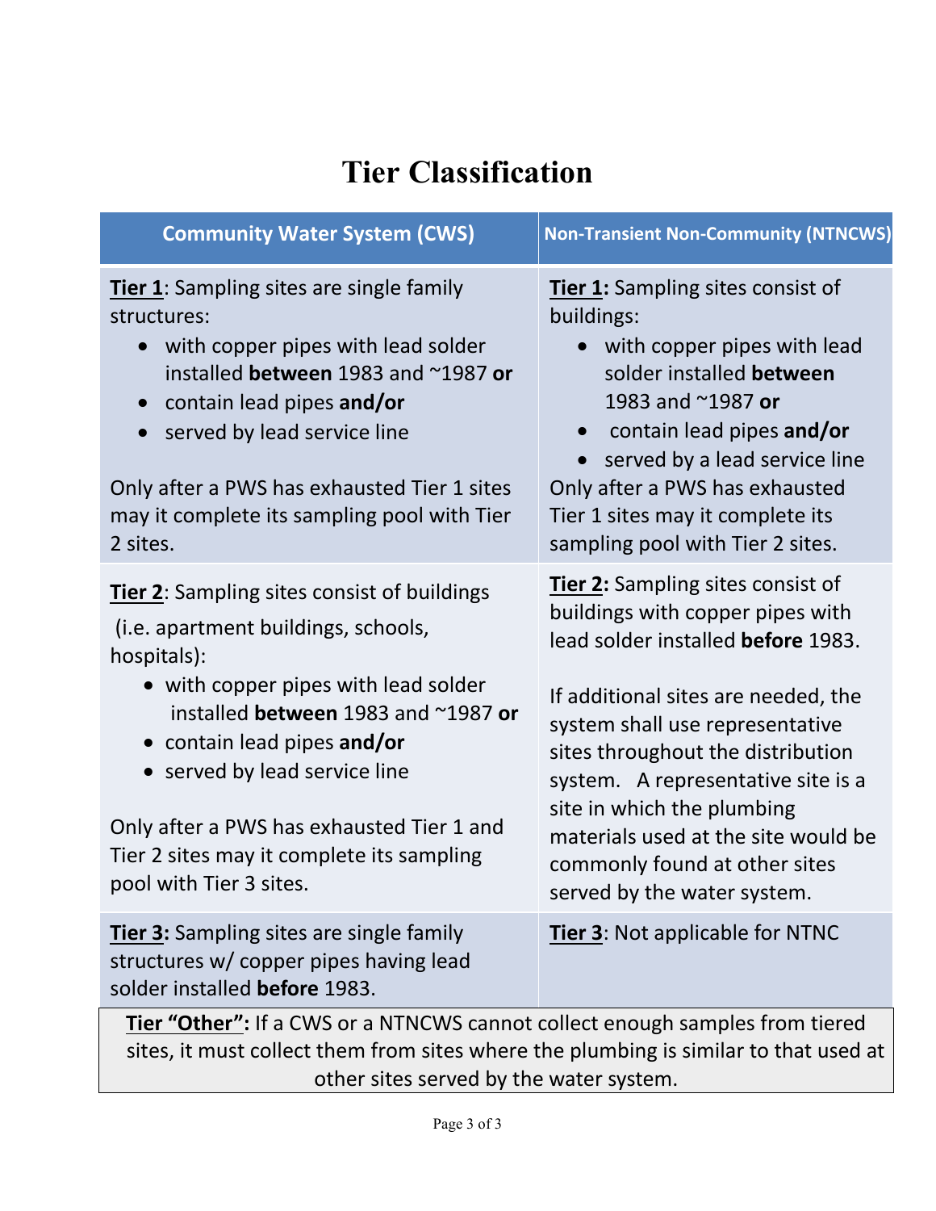# Tier Classification

| Community Water System (CWS) | Non-Transient Non-Community (NTNCWS) |
| --- | --- |
| **<u>Tier 1</u>**: Sampling sites are single family structures:<br>• with copper pipes with lead solder installed **between** 1983 and ~1987 **or**<br>• contain lead pipes **and/or**<br>• served by lead service line<br><br>Only after a PWS has exhausted Tier 1 sites may it complete its sampling pool with Tier 2 sites. | **<u>Tier 1:</u>** Sampling sites consist of buildings:<br>• with copper pipes with lead solder installed **between** 1983 and ~1987 **or**<br>• contain lead pipes **and/or**<br>• served by a lead service line<br>Only after a PWS has exhausted Tier 1 sites may it complete its sampling pool with Tier 2 sites. |
| **<u>Tier 2</u>**: Sampling sites consist of buildings (i.e. apartment buildings, schools, hospitals):<br>• with copper pipes with lead solder installed **between** 1983 and ~1987 **or**<br>• contain lead pipes **and/or**<br>• served by lead service line<br><br>Only after a PWS has exhausted Tier 1 and Tier 2 sites may it complete its sampling pool with Tier 3 sites. | **<u>Tier 2:</u>** Sampling sites consist of buildings with copper pipes with lead solder installed **before** 1983.<br><br>If additional sites are needed, the system shall use representative sites throughout the distribution system. A representative site is a site in which the plumbing materials used at the site would be commonly found at other sites served by the water system. |
| **<u>Tier 3:</u>** Sampling sites are single family structures w/ copper pipes having lead solder installed **before** 1983. | **<u>Tier 3</u>**: Not applicable for NTNC |

**<u>Tier "Other"</u>:** If a CWS or a NTNCWS cannot collect enough samples from tiered sites, it must collect them from sites where the plumbing is similar to that used at other sites served by the water system.